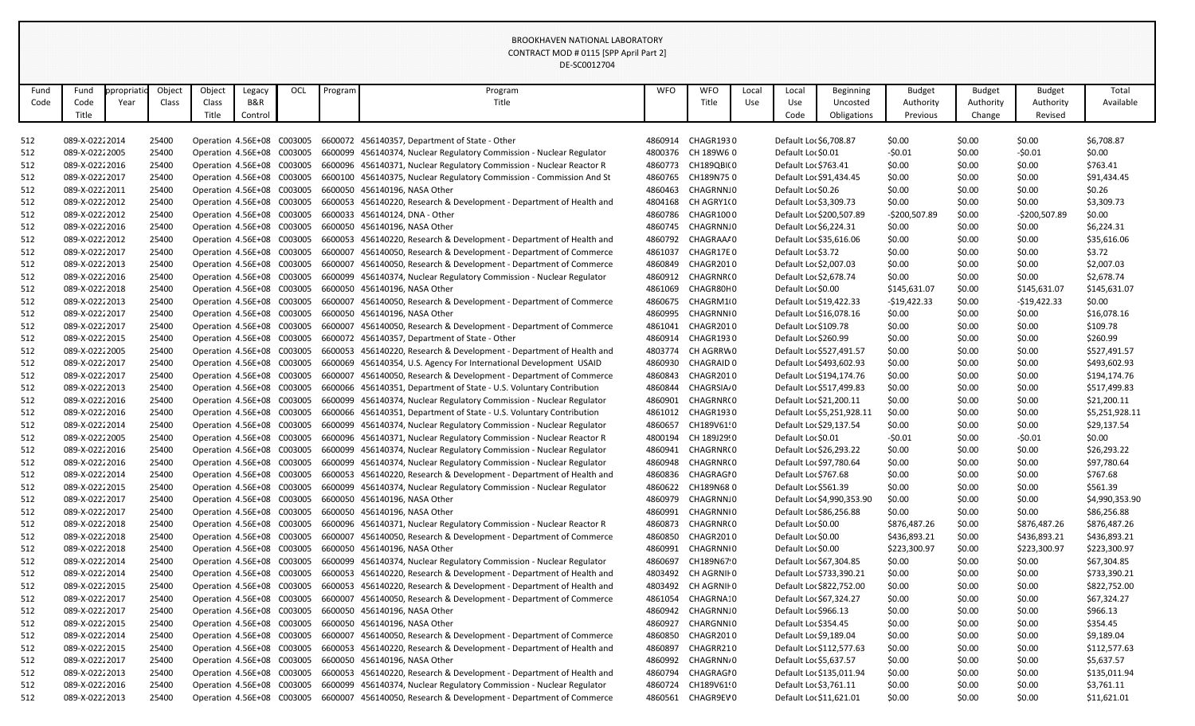BROOKHAVEN NATIONAL LABORATORY
CONTRACT MOD # 0115 [SPP April Part 2]
DE-SC0012704

| Fund Code | Fund Code Title | Appropriation Year | Object Class | Object Class Title | Legacy B&R Control | OCL | Program | Program Title | WFO | WFO Title | Local Use | Local Use Code | Beginning Uncosted Obligations | Budget Authority Previous | Budget Authority Change | Budget Authority Revised | Total Available |
|---|---|---|---|---|---|---|---|---|---|---|---|---|---|---|---|---|---|
| 512 | 089-X-0222 | 2014 | 25400 | Operation | 4.56E+08 | C003005 | 6600072 | 456140357, Department of State - Other | 4860914 | CHAGR193 | 0 | Default Loc | $6,708.87 | $0.00 | $0.00 | $0.00 | $6,708.87 |
| 512 | 089-X-0222 | 2005 | 25400 | Operation | 4.56E+08 | C003005 | 6600099 | 456140374, Nuclear Regulatory Commission - Nuclear Regulator | 4800376 | CH 189W6 | 0 | Default Loc | $0.01 | -$0.01 | $0.00 | -$0.01 | $0.00 |
| 512 | 089-X-0222 | 2016 | 25400 | Operation | 4.56E+08 | C003005 | 6600096 | 456140371, Nuclear Regulatory Commission - Nuclear Reactor R | 4860773 | CH189QBI( | 0 | Default Loc | $763.41 | $0.00 | $0.00 | $0.00 | $763.41 |
| 512 | 089-X-0222 | 2017 | 25400 | Operation | 4.56E+08 | C003005 | 6600100 | 456140375, Nuclear Regulatory Commission - Commission And St | 4860765 | CH189N75 | 0 | Default Loc | $91,434.45 | $0.00 | $0.00 | $0.00 | $91,434.45 |
| 512 | 089-X-0222 | 2011 | 25400 | Operation | 4.56E+08 | C003005 | 6600050 | 456140196, NASA Other | 4860463 | CHAGRNNJ | 0 | Default Loc | $0.26 | $0.00 | $0.00 | $0.00 | $0.26 |
| 512 | 089-X-0222 | 2012 | 25400 | Operation | 4.56E+08 | C003005 | 6600053 | 456140220, Research & Development - Department of Health and | 4804168 | CH AGRY1( | 0 | Default Loc | $3,309.73 | $0.00 | $0.00 | $0.00 | $3,309.73 |
| 512 | 089-X-0222 | 2012 | 25400 | Operation | 4.56E+08 | C003005 | 6600033 | 456140124, DNA - Other | 4860786 | CHAGR100 | 0 | Default Loc | $200,507.89 | -$200,507.89 | $0.00 | -$200,507.89 | $0.00 |
| 512 | 089-X-0222 | 2016 | 25400 | Operation | 4.56E+08 | C003005 | 6600050 | 456140196, NASA Other | 4860745 | CHAGRNNJ | 0 | Default Loc | $6,224.31 | $0.00 | $0.00 | $0.00 | $6,224.31 |
| 512 | 089-X-0222 | 2012 | 25400 | Operation | 4.56E+08 | C003005 | 6600053 | 456140220, Research & Development - Department of Health and | 4860792 | CHAGRAA/ | 0 | Default Loc | $35,616.06 | $0.00 | $0.00 | $0.00 | $35,616.06 |
| 512 | 089-X-0222 | 2017 | 25400 | Operation | 4.56E+08 | C003005 | 6600007 | 456140050, Research & Development - Department of Commerce | 4861037 | CHAGR17E | 0 | Default Loc | $3.72 | $0.00 | $0.00 | $0.00 | $3.72 |
| 512 | 089-X-0222 | 2013 | 25400 | Operation | 4.56E+08 | C003005 | 6600007 | 456140050, Research & Development - Department of Commerce | 4860849 | CHAGR201 | 0 | Default Loc | $2,007.03 | $0.00 | $0.00 | $0.00 | $2,007.03 |
| 512 | 089-X-0222 | 2016 | 25400 | Operation | 4.56E+08 | C003005 | 6600099 | 456140374, Nuclear Regulatory Commission - Nuclear Regulator | 4860912 | CHAGRNR( | 0 | Default Loc | $2,678.74 | $0.00 | $0.00 | $0.00 | $2,678.74 |
| 512 | 089-X-0222 | 2018 | 25400 | Operation | 4.56E+08 | C003005 | 6600050 | 456140196, NASA Other | 4861069 | CHAGR80H | 0 | Default Loc | $0.00 | $145,631.07 | $0.00 | $145,631.07 | $145,631.07 |
| 512 | 089-X-0222 | 2013 | 25400 | Operation | 4.56E+08 | C003005 | 6600007 | 456140050, Research & Development - Department of Commerce | 4860675 | CHAGRM1( | 0 | Default Loc | $19,422.33 | -$19,422.33 | $0.00 | -$19,422.33 | $0.00 |
| 512 | 089-X-0222 | 2017 | 25400 | Operation | 4.56E+08 | C003005 | 6600050 | 456140196, NASA Other | 4860995 | CHAGRNNI | 0 | Default Loc | $16,078.16 | $0.00 | $0.00 | $0.00 | $16,078.16 |
| 512 | 089-X-0222 | 2017 | 25400 | Operation | 4.56E+08 | C003005 | 6600007 | 456140050, Research & Development - Department of Commerce | 4861041 | CHAGR201 | 0 | Default Loc | $109.78 | $0.00 | $0.00 | $0.00 | $109.78 |
| 512 | 089-X-0222 | 2015 | 25400 | Operation | 4.56E+08 | C003005 | 6600072 | 456140357, Department of State - Other | 4860914 | CHAGR193 | 0 | Default Loc | $260.99 | $0.00 | $0.00 | $0.00 | $260.99 |
| 512 | 089-X-0222 | 2005 | 25400 | Operation | 4.56E+08 | C003005 | 6600053 | 456140220, Research & Development - Department of Health and | 4803774 | CH AGRRW | 0 | Default Loc | $527,491.57 | $0.00 | $0.00 | $0.00 | $527,491.57 |
| 512 | 089-X-0222 | 2017 | 25400 | Operation | 4.56E+08 | C003005 | 6600069 | 456140354, U.S. Agency For International Development USAID | 4860930 | CHAGRAID | 0 | Default Loc | $493,602.93 | $0.00 | $0.00 | $0.00 | $493,602.93 |
| 512 | 089-X-0222 | 2017 | 25400 | Operation | 4.56E+08 | C003005 | 6600007 | 456140050, Research & Development - Department of Commerce | 4860843 | CHAGR201 | 0 | Default Loc | $194,174.76 | $0.00 | $0.00 | $0.00 | $194,174.76 |
| 512 | 089-X-0222 | 2013 | 25400 | Operation | 4.56E+08 | C003005 | 6600066 | 456140351, Department of State - U.S. Voluntary Contribution | 4860844 | CHAGRSIA/ | 0 | Default Loc | $517,499.83 | $0.00 | $0.00 | $0.00 | $517,499.83 |
| 512 | 089-X-0222 | 2016 | 25400 | Operation | 4.56E+08 | C003005 | 6600099 | 456140374, Nuclear Regulatory Commission - Nuclear Regulator | 4860901 | CHAGRNR( | 0 | Default Loc | $21,200.11 | $0.00 | $0.00 | $0.00 | $21,200.11 |
| 512 | 089-X-0222 | 2016 | 25400 | Operation | 4.56E+08 | C003005 | 6600066 | 456140351, Department of State - U.S. Voluntary Contribution | 4861012 | CHAGR193 | 0 | Default Loc | $5,251,928.11 | $0.00 | $0.00 | $0.00 | $5,251,928.11 |
| 512 | 089-X-0222 | 2014 | 25400 | Operation | 4.56E+08 | C003005 | 6600099 | 456140374, Nuclear Regulatory Commission - Nuclear Regulator | 4860657 | CH189V61! | 0 | Default Loc | $29,137.54 | $0.00 | $0.00 | $0.00 | $29,137.54 |
| 512 | 089-X-0222 | 2005 | 25400 | Operation | 4.56E+08 | C003005 | 6600096 | 456140371, Nuclear Regulatory Commission - Nuclear Reactor R | 4800194 | CH 189J29! | 0 | Default Loc | $0.01 | -$0.01 | $0.00 | -$0.01 | $0.00 |
| 512 | 089-X-0222 | 2016 | 25400 | Operation | 4.56E+08 | C003005 | 6600099 | 456140374, Nuclear Regulatory Commission - Nuclear Regulator | 4860941 | CHAGRNR( | 0 | Default Loc | $26,293.22 | $0.00 | $0.00 | $0.00 | $26,293.22 |
| 512 | 089-X-0222 | 2016 | 25400 | Operation | 4.56E+08 | C003005 | 6600099 | 456140374, Nuclear Regulatory Commission - Nuclear Regulator | 4860948 | CHAGRNR( | 0 | Default Loc | $97,780.64 | $0.00 | $0.00 | $0.00 | $97,780.64 |
| 512 | 089-X-0222 | 2014 | 25400 | Operation | 4.56E+08 | C003005 | 6600053 | 456140220, Research & Development - Department of Health and | 4860836 | CHAGRAGI | 0 | Default Loc | $767.68 | $0.00 | $0.00 | $0.00 | $767.68 |
| 512 | 089-X-0222 | 2015 | 25400 | Operation | 4.56E+08 | C003005 | 6600099 | 456140374, Nuclear Regulatory Commission - Nuclear Regulator | 4860622 | CH189N68 | 0 | Default Loc | $561.39 | $0.00 | $0.00 | $0.00 | $561.39 |
| 512 | 089-X-0222 | 2017 | 25400 | Operation | 4.56E+08 | C003005 | 6600050 | 456140196, NASA Other | 4860979 | CHAGRNNJ | 0 | Default Loc | $4,990,353.90 | $0.00 | $0.00 | $0.00 | $4,990,353.90 |
| 512 | 089-X-0222 | 2017 | 25400 | Operation | 4.56E+08 | C003005 | 6600050 | 456140196, NASA Other | 4860991 | CHAGRNNI | 0 | Default Loc | $86,256.88 | $0.00 | $0.00 | $0.00 | $86,256.88 |
| 512 | 089-X-0222 | 2018 | 25400 | Operation | 4.56E+08 | C003005 | 6600096 | 456140371, Nuclear Regulatory Commission - Nuclear Reactor R | 4860873 | CHAGRNR( | 0 | Default Loc | $0.00 | $876,487.26 | $0.00 | $876,487.26 | $876,487.26 |
| 512 | 089-X-0222 | 2018 | 25400 | Operation | 4.56E+08 | C003005 | 6600007 | 456140050, Research & Development - Department of Commerce | 4860850 | CHAGR201 | 0 | Default Loc | $0.00 | $436,893.21 | $0.00 | $436,893.21 | $436,893.21 |
| 512 | 089-X-0222 | 2018 | 25400 | Operation | 4.56E+08 | C003005 | 6600050 | 456140196, NASA Other | 4860991 | CHAGRNNI | 0 | Default Loc | $0.00 | $223,300.97 | $0.00 | $223,300.97 | $223,300.97 |
| 512 | 089-X-0222 | 2014 | 25400 | Operation | 4.56E+08 | C003005 | 6600099 | 456140374, Nuclear Regulatory Commission - Nuclear Regulator | 4860697 | CH189N67! | 0 | Default Loc | $67,304.85 | $0.00 | $0.00 | $0.00 | $67,304.85 |
| 512 | 089-X-0222 | 2014 | 25400 | Operation | 4.56E+08 | C003005 | 6600053 | 456140220, Research & Development - Department of Health and | 4803492 | CH AGRNII | 0 | Default Loc | $733,390.21 | $0.00 | $0.00 | $0.00 | $733,390.21 |
| 512 | 089-X-0222 | 2015 | 25400 | Operation | 4.56E+08 | C003005 | 6600053 | 456140220, Research & Development - Department of Health and | 4803492 | CH AGRNII | 0 | Default Loc | $822,752.00 | $0.00 | $0.00 | $0.00 | $822,752.00 |
| 512 | 089-X-0222 | 2017 | 25400 | Operation | 4.56E+08 | C003005 | 6600007 | 456140050, Research & Development - Department of Commerce | 4861054 | CHAGRNA1 | 0 | Default Loc | $67,324.27 | $0.00 | $0.00 | $0.00 | $67,324.27 |
| 512 | 089-X-0222 | 2017 | 25400 | Operation | 4.56E+08 | C003005 | 6600050 | 456140196, NASA Other | 4860942 | CHAGRNNJ | 0 | Default Loc | $966.13 | $0.00 | $0.00 | $0.00 | $966.13 |
| 512 | 089-X-0222 | 2015 | 25400 | Operation | 4.56E+08 | C003005 | 6600050 | 456140196, NASA Other | 4860927 | CHARGNNI | 0 | Default Loc | $354.45 | $0.00 | $0.00 | $0.00 | $354.45 |
| 512 | 089-X-0222 | 2014 | 25400 | Operation | 4.56E+08 | C003005 | 6600007 | 456140050, Research & Development - Department of Commerce | 4860850 | CHAGR201 | 0 | Default Loc | $9,189.04 | $0.00 | $0.00 | $0.00 | $9,189.04 |
| 512 | 089-X-0222 | 2015 | 25400 | Operation | 4.56E+08 | C003005 | 6600053 | 456140220, Research & Development - Department of Health and | 4860897 | CHAGRR21 | 0 | Default Loc | $112,577.63 | $0.00 | $0.00 | $0.00 | $112,577.63 |
| 512 | 089-X-0222 | 2017 | 25400 | Operation | 4.56E+08 | C003005 | 6600050 | 456140196, NASA Other | 4860992 | CHAGRNN/ | 0 | Default Loc | $5,637.57 | $0.00 | $0.00 | $0.00 | $5,637.57 |
| 512 | 089-X-0222 | 2013 | 25400 | Operation | 4.56E+08 | C003005 | 6600053 | 456140220, Research & Development - Department of Health and | 4860794 | CHAGRAGI | 0 | Default Loc | $135,011.94 | $0.00 | $0.00 | $0.00 | $135,011.94 |
| 512 | 089-X-0222 | 2016 | 25400 | Operation | 4.56E+08 | C003005 | 6600099 | 456140374, Nuclear Regulatory Commission - Nuclear Regulator | 4860724 | CH189V61! | 0 | Default Loc | $3,761.11 | $0.00 | $0.00 | $0.00 | $3,761.11 |
| 512 | 089-X-0222 | 2013 | 25400 | Operation | 4.56E+08 | C003005 | 6600007 | 456140050, Research & Development - Department of Commerce | 4860561 | CHAGR9EV | 0 | Default Loc | $11,621.01 | $0.00 | $0.00 | $0.00 | $11,621.01 |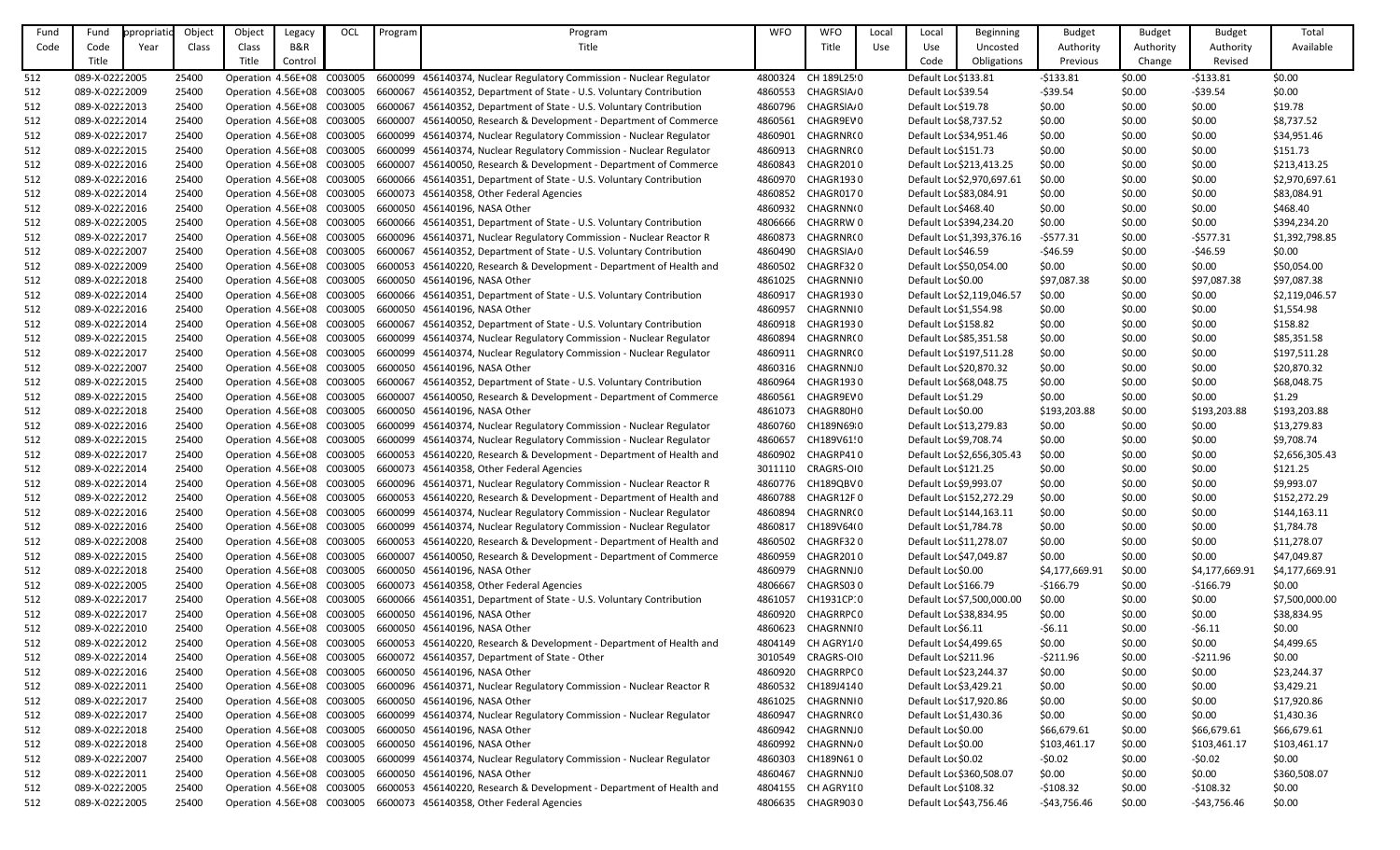| Fund Code | Fund Code Title | ppropriatio Year | Object Class | Object Class Title | Legacy B&R Control | OCL | Program | Program Title | WFO | WFO Title | Local Use | Local Use Code | Beginning Uncosted Obligations | Budget Authority Previous | Budget Authority Change | Budget Authority Revised | Total Available |
|---|---|---|---|---|---|---|---|---|---|---|---|---|---|---|---|---|---|
| 512 | 089-X-0222 | 2005 | 25400 | Operation | 4.56E+08 | C003005 | 6600099 | 456140374, Nuclear Regulatory Commission - Nuclear Regulator | 4800324 | CH 189L25' | 0 | Default Loc | $133.81 | -$133.81 | $0.00 | -$133.81 | $0.00 |
| 512 | 089-X-0222 | 2009 | 25400 | Operation | 4.56E+08 | C003005 | 6600067 | 456140352, Department of State - U.S. Voluntary Contribution | 4860553 | CHAGRSIA/ | 0 | Default Loc | $39.54 | -$39.54 | $0.00 | -$39.54 | $0.00 |
| 512 | 089-X-0222 | 2013 | 25400 | Operation | 4.56E+08 | C003005 | 6600067 | 456140352, Department of State - U.S. Voluntary Contribution | 4860796 | CHAGRSIA/ | 0 | Default Loc | $19.78 | $0.00 | $0.00 | $0.00 | $19.78 |
| 512 | 089-X-0222 | 2014 | 25400 | Operation | 4.56E+08 | C003005 | 6600007 | 456140050, Research & Development - Department of Commerce | 4860561 | CHAGR9EV | 0 | Default Loc | $8,737.52 | $0.00 | $0.00 | $0.00 | $8,737.52 |
| 512 | 089-X-0222 | 2017 | 25400 | Operation | 4.56E+08 | C003005 | 6600099 | 456140374, Nuclear Regulatory Commission - Nuclear Regulator | 4860901 | CHAGRNR( | 0 | Default Loc | $34,951.46 | $0.00 | $0.00 | $0.00 | $34,951.46 |
| 512 | 089-X-0222 | 2015 | 25400 | Operation | 4.56E+08 | C003005 | 6600099 | 456140374, Nuclear Regulatory Commission - Nuclear Regulator | 4860913 | CHAGRNR( | 0 | Default Loc | $151.73 | $0.00 | $0.00 | $0.00 | $151.73 |
| 512 | 089-X-0222 | 2016 | 25400 | Operation | 4.56E+08 | C003005 | 6600007 | 456140050, Research & Development - Department of Commerce | 4860843 | CHAGR201 | 0 | Default Loc | $213,413.25 | $0.00 | $0.00 | $0.00 | $213,413.25 |
| 512 | 089-X-0222 | 2016 | 25400 | Operation | 4.56E+08 | C003005 | 6600066 | 456140351, Department of State - U.S. Voluntary Contribution | 4860970 | CHAGR193 | 0 | Default Loc | $2,970,697.61 | $0.00 | $0.00 | $0.00 | $2,970,697.61 |
| 512 | 089-X-0222 | 2014 | 25400 | Operation | 4.56E+08 | C003005 | 6600073 | 456140358, Other Federal Agencies | 4860852 | CHAGR017 | 0 | Default Loc | $83,084.91 | $0.00 | $0.00 | $0.00 | $83,084.91 |
| 512 | 089-X-0222 | 2016 | 25400 | Operation | 4.56E+08 | C003005 | 6600050 | 456140196, NASA Other | 4860932 | CHAGRNN( | 0 | Default Loc | $468.40 | $0.00 | $0.00 | $0.00 | $468.40 |
| 512 | 089-X-0222 | 2005 | 25400 | Operation | 4.56E+08 | C003005 | 6600066 | 456140351, Department of State - U.S. Voluntary Contribution | 4806666 | CHAGRRW | 0 | Default Loc | $394,234.20 | $0.00 | $0.00 | $0.00 | $394,234.20 |
| 512 | 089-X-0222 | 2017 | 25400 | Operation | 4.56E+08 | C003005 | 6600096 | 456140371, Nuclear Regulatory Commission - Nuclear Reactor R | 4860873 | CHAGRNR( | 0 | Default Loc | $1,393,376.16 | -$577.31 | $0.00 | -$577.31 | $1,392,798.85 |
| 512 | 089-X-0222 | 2007 | 25400 | Operation | 4.56E+08 | C003005 | 6600067 | 456140352, Department of State - U.S. Voluntary Contribution | 4860490 | CHAGRSIA/ | 0 | Default Loc | $46.59 | -$46.59 | $0.00 | -$46.59 | $0.00 |
| 512 | 089-X-0222 | 2009 | 25400 | Operation | 4.56E+08 | C003005 | 6600053 | 456140220, Research & Development - Department of Health and | 4860502 | CHAGRF32 | 0 | Default Loc | $50,054.00 | $0.00 | $0.00 | $0.00 | $50,054.00 |
| 512 | 089-X-0222 | 2018 | 25400 | Operation | 4.56E+08 | C003005 | 6600050 | 456140196, NASA Other | 4861025 | CHAGRNNI | 0 | Default Loc | $0.00 | $97,087.38 | $0.00 | $97,087.38 | $97,087.38 |
| 512 | 089-X-0222 | 2014 | 25400 | Operation | 4.56E+08 | C003005 | 6600066 | 456140351, Department of State - U.S. Voluntary Contribution | 4860917 | CHAGR193 | 0 | Default Loc | $2,119,046.57 | $0.00 | $0.00 | $0.00 | $2,119,046.57 |
| 512 | 089-X-0222 | 2016 | 25400 | Operation | 4.56E+08 | C003005 | 6600050 | 456140196, NASA Other | 4860957 | CHAGRNNI | 0 | Default Loc | $1,554.98 | $0.00 | $0.00 | $0.00 | $1,554.98 |
| 512 | 089-X-0222 | 2014 | 25400 | Operation | 4.56E+08 | C003005 | 6600067 | 456140352, Department of State - U.S. Voluntary Contribution | 4860918 | CHAGR193 | 0 | Default Loc | $158.82 | $0.00 | $0.00 | $0.00 | $158.82 |
| 512 | 089-X-0222 | 2015 | 25400 | Operation | 4.56E+08 | C003005 | 6600099 | 456140374, Nuclear Regulatory Commission - Nuclear Regulator | 4860894 | CHAGRNR( | 0 | Default Loc | $85,351.58 | $0.00 | $0.00 | $0.00 | $85,351.58 |
| 512 | 089-X-0222 | 2017 | 25400 | Operation | 4.56E+08 | C003005 | 6600099 | 456140374, Nuclear Regulatory Commission - Nuclear Regulator | 4860911 | CHAGRNR( | 0 | Default Loc | $197,511.28 | $0.00 | $0.00 | $0.00 | $197,511.28 |
| 512 | 089-X-0222 | 2007 | 25400 | Operation | 4.56E+08 | C003005 | 6600050 | 456140196, NASA Other | 4860316 | CHAGRNN. | 0 | Default Loc | $20,870.32 | $0.00 | $0.00 | $0.00 | $20,870.32 |
| 512 | 089-X-0222 | 2015 | 25400 | Operation | 4.56E+08 | C003005 | 6600067 | 456140352, Department of State - U.S. Voluntary Contribution | 4860964 | CHAGR193 | 0 | Default Loc | $68,048.75 | $0.00 | $0.00 | $0.00 | $68,048.75 |
| 512 | 089-X-0222 | 2015 | 25400 | Operation | 4.56E+08 | C003005 | 6600007 | 456140050, Research & Development - Department of Commerce | 4860561 | CHAGR9EV | 0 | Default Loc | $1.29 | $0.00 | $0.00 | $0.00 | $1.29 |
| 512 | 089-X-0222 | 2018 | 25400 | Operation | 4.56E+08 | C003005 | 6600050 | 456140196, NASA Other | 4861073 | CHAGR80H | 0 | Default Loc | $0.00 | $193,203.88 | $0.00 | $193,203.88 | $193,203.88 |
| 512 | 089-X-0222 | 2016 | 25400 | Operation | 4.56E+08 | C003005 | 6600099 | 456140374, Nuclear Regulatory Commission - Nuclear Regulator | 4860760 | CH189N69 | 0 | Default Loc | $13,279.83 | $0.00 | $0.00 | $0.00 | $13,279.83 |
| 512 | 089-X-0222 | 2015 | 25400 | Operation | 4.56E+08 | C003005 | 6600099 | 456140374, Nuclear Regulatory Commission - Nuclear Regulator | 4860657 | CH189V61! | 0 | Default Loc | $9,708.74 | $0.00 | $0.00 | $0.00 | $9,708.74 |
| 512 | 089-X-0222 | 2017 | 25400 | Operation | 4.56E+08 | C003005 | 6600053 | 456140220, Research & Development - Department of Health and | 4860902 | CHAGRP41 | 0 | Default Loc | $2,656,305.43 | $0.00 | $0.00 | $0.00 | $2,656,305.43 |
| 512 | 089-X-0222 | 2014 | 25400 | Operation | 4.56E+08 | C003005 | 6600073 | 456140358, Other Federal Agencies | 3011110 | CRAGRS-OI | 0 | Default Loc | $121.25 | $0.00 | $0.00 | $0.00 | $121.25 |
| 512 | 089-X-0222 | 2014 | 25400 | Operation | 4.56E+08 | C003005 | 6600096 | 456140371, Nuclear Regulatory Commission - Nuclear Reactor R | 4860776 | CH189QBV | 0 | Default Loc | $9,993.07 | $0.00 | $0.00 | $0.00 | $9,993.07 |
| 512 | 089-X-0222 | 2012 | 25400 | Operation | 4.56E+08 | C003005 | 6600053 | 456140220, Research & Development - Department of Health and | 4860788 | CHAGR12F | 0 | Default Loc | $152,272.29 | $0.00 | $0.00 | $0.00 | $152,272.29 |
| 512 | 089-X-0222 | 2016 | 25400 | Operation | 4.56E+08 | C003005 | 6600099 | 456140374, Nuclear Regulatory Commission - Nuclear Regulator | 4860894 | CHAGRNR( | 0 | Default Loc | $144,163.11 | $0.00 | $0.00 | $0.00 | $144,163.11 |
| 512 | 089-X-0222 | 2016 | 25400 | Operation | 4.56E+08 | C003005 | 6600099 | 456140374, Nuclear Regulatory Commission - Nuclear Regulator | 4860817 | CH189V64( | 0 | Default Loc | $1,784.78 | $0.00 | $0.00 | $0.00 | $1,784.78 |
| 512 | 089-X-0222 | 2008 | 25400 | Operation | 4.56E+08 | C003005 | 6600053 | 456140220, Research & Development - Department of Health and | 4860502 | CHAGRF32 | 0 | Default Loc | $11,278.07 | $0.00 | $0.00 | $0.00 | $11,278.07 |
| 512 | 089-X-0222 | 2015 | 25400 | Operation | 4.56E+08 | C003005 | 6600007 | 456140050, Research & Development - Department of Commerce | 4860959 | CHAGR201 | 0 | Default Loc | $47,049.87 | $0.00 | $0.00 | $0.00 | $47,049.87 |
| 512 | 089-X-0222 | 2018 | 25400 | Operation | 4.56E+08 | C003005 | 6600050 | 456140196, NASA Other | 4860979 | CHAGRNN. | 0 | Default Loc | $0.00 | $4,177,669.91 | $0.00 | $4,177,669.91 | $4,177,669.91 |
| 512 | 089-X-0222 | 2005 | 25400 | Operation | 4.56E+08 | C003005 | 6600073 | 456140358, Other Federal Agencies | 4806667 | CHAGRS03 | 0 | Default Loc | $166.79 | -$166.79 | $0.00 | -$166.79 | $0.00 |
| 512 | 089-X-0222 | 2017 | 25400 | Operation | 4.56E+08 | C003005 | 6600066 | 456140351, Department of State - U.S. Voluntary Contribution | 4861057 | CH1931CP. | 0 | Default Loc | $7,500,000.00 | $0.00 | $0.00 | $0.00 | $7,500,000.00 |
| 512 | 089-X-0222 | 2017 | 25400 | Operation | 4.56E+08 | C003005 | 6600050 | 456140196, NASA Other | 4860920 | CHAGRRPC | 0 | Default Loc | $38,834.95 | $0.00 | $0.00 | $0.00 | $38,834.95 |
| 512 | 089-X-0222 | 2010 | 25400 | Operation | 4.56E+08 | C003005 | 6600050 | 456140196, NASA Other | 4860623 | CHAGRNNI | 0 | Default Loc | $6.11 | -$6.11 | $0.00 | -$6.11 | $0.00 |
| 512 | 089-X-0222 | 2012 | 25400 | Operation | 4.56E+08 | C003005 | 6600053 | 456140220, Research & Development - Department of Health and | 4804149 | CH AGRY1/ | 0 | Default Loc | $4,499.65 | $0.00 | $0.00 | $0.00 | $4,499.65 |
| 512 | 089-X-0222 | 2014 | 25400 | Operation | 4.56E+08 | C003005 | 6600072 | 456140357, Department of State - Other | 3010549 | CRAGRS-OI | 0 | Default Loc | $211.96 | -$211.96 | $0.00 | -$211.96 | $0.00 |
| 512 | 089-X-0222 | 2016 | 25400 | Operation | 4.56E+08 | C003005 | 6600050 | 456140196, NASA Other | 4860920 | CHAGRRPC | 0 | Default Loc | $23,244.37 | $0.00 | $0.00 | $0.00 | $23,244.37 |
| 512 | 089-X-0222 | 2011 | 25400 | Operation | 4.56E+08 | C003005 | 6600096 | 456140371, Nuclear Regulatory Commission - Nuclear Reactor R | 4860532 | CH189J414 | 0 | Default Loc | $3,429.21 | $0.00 | $0.00 | $0.00 | $3,429.21 |
| 512 | 089-X-0222 | 2017 | 25400 | Operation | 4.56E+08 | C003005 | 6600050 | 456140196, NASA Other | 4861025 | CHAGRNNI | 0 | Default Loc | $17,920.86 | $0.00 | $0.00 | $0.00 | $17,920.86 |
| 512 | 089-X-0222 | 2017 | 25400 | Operation | 4.56E+08 | C003005 | 6600099 | 456140374, Nuclear Regulatory Commission - Nuclear Regulator | 4860947 | CHAGRNR( | 0 | Default Loc | $1,430.36 | $0.00 | $0.00 | $0.00 | $1,430.36 |
| 512 | 089-X-0222 | 2018 | 25400 | Operation | 4.56E+08 | C003005 | 6600050 | 456140196, NASA Other | 4860942 | CHAGRNN. | 0 | Default Loc | $0.00 | $66,679.61 | $0.00 | $66,679.61 | $66,679.61 |
| 512 | 089-X-0222 | 2018 | 25400 | Operation | 4.56E+08 | C003005 | 6600050 | 456140196, NASA Other | 4860992 | CHAGRNN/ | 0 | Default Loc | $0.00 | $103,461.17 | $0.00 | $103,461.17 | $103,461.17 |
| 512 | 089-X-0222 | 2007 | 25400 | Operation | 4.56E+08 | C003005 | 6600099 | 456140374, Nuclear Regulatory Commission - Nuclear Regulator | 4860303 | CH189N61 | 0 | Default Loc | $0.02 | -$0.02 | $0.00 | -$0.02 | $0.00 |
| 512 | 089-X-0222 | 2011 | 25400 | Operation | 4.56E+08 | C003005 | 6600050 | 456140196, NASA Other | 4860467 | CHAGRNN. | 0 | Default Loc | $360,508.07 | $0.00 | $0.00 | $0.00 | $360,508.07 |
| 512 | 089-X-0222 | 2005 | 25400 | Operation | 4.56E+08 | C003005 | 6600053 | 456140220, Research & Development - Department of Health and | 4804155 | CH AGRY1( | 0 | Default Loc | $108.32 | -$108.32 | $0.00 | -$108.32 | $0.00 |
| 512 | 089-X-0222 | 2005 | 25400 | Operation | 4.56E+08 | C003005 | 6600073 | 456140358, Other Federal Agencies | 4806635 | CHAGR903 | 0 | Default Loc | $43,756.46 | -$43,756.46 | $0.00 | -$43,756.46 | $0.00 |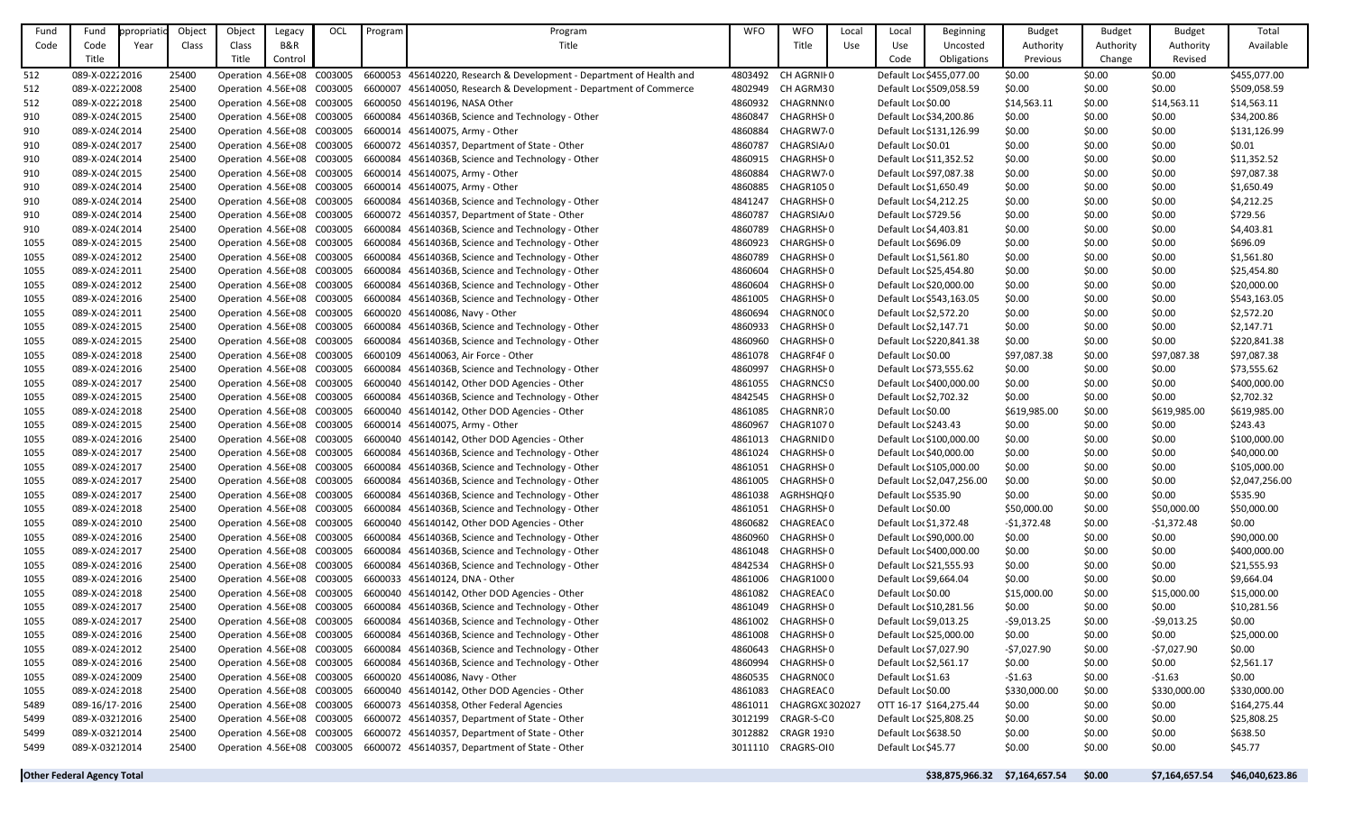| Fund Code | Fund Code Title | ppropriatio Year | Object Class | Object Class Title | Legacy B&R Control | OCL | Program | Program Title | WFO | WFO Title | Local Use | Local Use Code | Beginning Uncosted Obligations | Budget Authority Previous | Budget Authority Change | Budget Authority Revised | Total Available |
|---|---|---|---|---|---|---|---|---|---|---|---|---|---|---|---|---|---|
| 512 | 089-X-0222 | 2016 | 25400 | Operation | 4.56E+08 | C003005 | 6600053 | 456140220, Research & Development - Department of Health and | 4803492 | CH AGRNIH | 0 | Default Loc | $455,077.00 | $0.00 | $0.00 | $0.00 | $455,077.00 |
| 512 | 089-X-0222 | 2008 | 25400 | Operation | 4.56E+08 | C003005 | 6600007 | 456140050, Research & Development - Department of Commerce | 4802949 | CH AGRM3 | 0 | Default Loc | $509,058.59 | $0.00 | $0.00 | $0.00 | $509,058.59 |
| 512 | 089-X-0222 | 2018 | 25400 | Operation | 4.56E+08 | C003005 | 6600050 | 456140196, NASA Other | 4860932 | CHAGRNN | 0 | Default Loc | $0.00 | $14,563.11 | $0.00 | $14,563.11 | $14,563.11 |
| 910 | 089-X-0240 | 2015 | 25400 | Operation | 4.56E+08 | C003005 | 6600084 | 45614036B, Science and Technology - Other | 4860847 | CHAGRHSI | 0 | Default Loc | $34,200.86 | $0.00 | $0.00 | $0.00 | $34,200.86 |
| 910 | 089-X-0240 | 2014 | 25400 | Operation | 4.56E+08 | C003005 | 6600014 | 456140075, Army - Other | 4860884 | CHAGRW7 | 0 | Default Loc | $131,126.99 | $0.00 | $0.00 | $0.00 | $131,126.99 |
| 910 | 089-X-0240 | 2017 | 25400 | Operation | 4.56E+08 | C003005 | 6600072 | 456140357, Department of State - Other | 4860787 | CHAGRSIA | 0 | Default Loc | $0.01 | $0.00 | $0.00 | $0.00 | $0.01 |
| 910 | 089-X-0240 | 2014 | 25400 | Operation | 4.56E+08 | C003005 | 6600084 | 45614036B, Science and Technology - Other | 4860915 | CHAGRHSI | 0 | Default Loc | $11,352.52 | $0.00 | $0.00 | $0.00 | $11,352.52 |
| 910 | 089-X-0240 | 2015 | 25400 | Operation | 4.56E+08 | C003005 | 6600014 | 456140075, Army - Other | 4860884 | CHAGRW7 | 0 | Default Loc | $97,087.38 | $0.00 | $0.00 | $0.00 | $97,087.38 |
| 910 | 089-X-0240 | 2014 | 25400 | Operation | 4.56E+08 | C003005 | 6600014 | 456140075, Army - Other | 4860885 | CHAGR105 | 0 | Default Loc | $1,650.49 | $0.00 | $0.00 | $0.00 | $1,650.49 |
| 910 | 089-X-0240 | 2014 | 25400 | Operation | 4.56E+08 | C003005 | 6600084 | 45614036B, Science and Technology - Other | 4841247 | CHAGRHSI | 0 | Default Loc | $4,212.25 | $0.00 | $0.00 | $0.00 | $4,212.25 |
| 910 | 089-X-0240 | 2014 | 25400 | Operation | 4.56E+08 | C003005 | 6600072 | 456140357, Department of State - Other | 4860787 | CHAGRSIA | 0 | Default Loc | $729.56 | $0.00 | $0.00 | $0.00 | $729.56 |
| 910 | 089-X-0240 | 2014 | 25400 | Operation | 4.56E+08 | C003005 | 6600084 | 45614036B, Science and Technology - Other | 4860789 | CHAGRHSI | 0 | Default Loc | $4,403.81 | $0.00 | $0.00 | $0.00 | $4,403.81 |
| 1055 | 089-X-0243 | 2015 | 25400 | Operation | 4.56E+08 | C003005 | 6600084 | 45614036B, Science and Technology - Other | 4860923 | CHARGHSI | 0 | Default Loc | $696.09 | $0.00 | $0.00 | $0.00 | $696.09 |
| 1055 | 089-X-0243 | 2012 | 25400 | Operation | 4.56E+08 | C003005 | 6600084 | 45614036B, Science and Technology - Other | 4860789 | CHAGRHSI | 0 | Default Loc | $1,561.80 | $0.00 | $0.00 | $0.00 | $1,561.80 |
| 1055 | 089-X-0243 | 2011 | 25400 | Operation | 4.56E+08 | C003005 | 6600084 | 45614036B, Science and Technology - Other | 4860604 | CHAGRHSI | 0 | Default Loc | $25,454.80 | $0.00 | $0.00 | $0.00 | $25,454.80 |
| 1055 | 089-X-0243 | 2012 | 25400 | Operation | 4.56E+08 | C003005 | 6600084 | 45614036B, Science and Technology - Other | 4860604 | CHAGRHSI | 0 | Default Loc | $20,000.00 | $0.00 | $0.00 | $0.00 | $20,000.00 |
| 1055 | 089-X-0243 | 2016 | 25400 | Operation | 4.56E+08 | C003005 | 6600084 | 45614036B, Science and Technology - Other | 4861005 | CHAGRHSI | 0 | Default Loc | $543,163.05 | $0.00 | $0.00 | $0.00 | $543,163.05 |
| 1055 | 089-X-0243 | 2011 | 25400 | Operation | 4.56E+08 | C003005 | 6600020 | 456140086, Navy - Other | 4860694 | CHAGRN0C | 0 | Default Loc | $2,572.20 | $0.00 | $0.00 | $0.00 | $2,572.20 |
| 1055 | 089-X-0243 | 2015 | 25400 | Operation | 4.56E+08 | C003005 | 6600084 | 45614036B, Science and Technology - Other | 4860933 | CHAGRHSI | 0 | Default Loc | $2,147.71 | $0.00 | $0.00 | $0.00 | $2,147.71 |
| 1055 | 089-X-0243 | 2015 | 25400 | Operation | 4.56E+08 | C003005 | 6600084 | 45614036B, Science and Technology - Other | 4860960 | CHAGRHSI | 0 | Default Loc | $220,841.38 | $0.00 | $0.00 | $0.00 | $220,841.38 |
| 1055 | 089-X-0243 | 2018 | 25400 | Operation | 4.56E+08 | C003005 | 6600109 | 456140063, Air Force - Other | 4861078 | CHAGRF4F | 0 | Default Loc | $0.00 | $97,087.38 | $0.00 | $97,087.38 | $97,087.38 |
| 1055 | 089-X-0243 | 2016 | 25400 | Operation | 4.56E+08 | C003005 | 6600084 | 45614036B, Science and Technology - Other | 4860997 | CHAGRHSI | 0 | Default Loc | $73,555.62 | $0.00 | $0.00 | $0.00 | $73,555.62 |
| 1055 | 089-X-0243 | 2017 | 25400 | Operation | 4.56E+08 | C003005 | 6600040 | 456140142, Other DOD Agencies - Other | 4861055 | CHAGRNCS | 0 | Default Loc | $400,000.00 | $0.00 | $0.00 | $0.00 | $400,000.00 |
| 1055 | 089-X-0243 | 2015 | 25400 | Operation | 4.56E+08 | C003005 | 6600084 | 45614036B, Science and Technology - Other | 4842545 | CHAGRHSI | 0 | Default Loc | $2,702.32 | $0.00 | $0.00 | $0.00 | $2,702.32 |
| 1055 | 089-X-0243 | 2018 | 25400 | Operation | 4.56E+08 | C003005 | 6600040 | 456140142, Other DOD Agencies - Other | 4861085 | CHAGRNR7 | 0 | Default Loc | $0.00 | $619,985.00 | $0.00 | $619,985.00 | $619,985.00 |
| 1055 | 089-X-0243 | 2015 | 25400 | Operation | 4.56E+08 | C003005 | 6600014 | 456140075, Army - Other | 4860967 | CHAGR107 | 0 | Default Loc | $243.43 | $0.00 | $0.00 | $0.00 | $243.43 |
| 1055 | 089-X-0243 | 2016 | 25400 | Operation | 4.56E+08 | C003005 | 6600040 | 456140142, Other DOD Agencies - Other | 4861013 | CHAGRNID | 0 | Default Loc | $100,000.00 | $0.00 | $0.00 | $0.00 | $100,000.00 |
| 1055 | 089-X-0243 | 2017 | 25400 | Operation | 4.56E+08 | C003005 | 6600084 | 45614036B, Science and Technology - Other | 4861024 | CHAGRHSI | 0 | Default Loc | $40,000.00 | $0.00 | $0.00 | $0.00 | $40,000.00 |
| 1055 | 089-X-0243 | 2017 | 25400 | Operation | 4.56E+08 | C003005 | 6600084 | 45614036B, Science and Technology - Other | 4861051 | CHAGRHSI | 0 | Default Loc | $105,000.00 | $0.00 | $0.00 | $0.00 | $105,000.00 |
| 1055 | 089-X-0243 | 2017 | 25400 | Operation | 4.56E+08 | C003005 | 6600084 | 45614036B, Science and Technology - Other | 4861005 | CHAGRHSI | 0 | Default Loc | $2,047,256.00 | $0.00 | $0.00 | $0.00 | $2,047,256.00 |
| 1055 | 089-X-0243 | 2017 | 25400 | Operation | 4.56E+08 | C003005 | 6600084 | 45614036B, Science and Technology - Other | 4861038 | AGRHSHQI | 0 | Default Loc | $535.90 | $0.00 | $0.00 | $0.00 | $535.90 |
| 1055 | 089-X-0243 | 2018 | 25400 | Operation | 4.56E+08 | C003005 | 6600084 | 45614036B, Science and Technology - Other | 4861051 | CHAGRHSI | 0 | Default Loc | $0.00 | $50,000.00 | $0.00 | $50,000.00 | $50,000.00 |
| 1055 | 089-X-0243 | 2010 | 25400 | Operation | 4.56E+08 | C003005 | 6600040 | 456140142, Other DOD Agencies - Other | 4860682 | CHAGREAC | 0 | Default Loc | $1,372.48 | -$1,372.48 | $0.00 | -$1,372.48 | $0.00 |
| 1055 | 089-X-0243 | 2016 | 25400 | Operation | 4.56E+08 | C003005 | 6600084 | 45614036B, Science and Technology - Other | 4860960 | CHAGRHSI | 0 | Default Loc | $90,000.00 | $0.00 | $0.00 | $0.00 | $90,000.00 |
| 1055 | 089-X-0243 | 2017 | 25400 | Operation | 4.56E+08 | C003005 | 6600084 | 45614036B, Science and Technology - Other | 4861048 | CHAGRHSI | 0 | Default Loc | $400,000.00 | $0.00 | $0.00 | $0.00 | $400,000.00 |
| 1055 | 089-X-0243 | 2016 | 25400 | Operation | 4.56E+08 | C003005 | 6600084 | 45614036B, Science and Technology - Other | 4842534 | CHAGRHSI | 0 | Default Loc | $21,555.93 | $0.00 | $0.00 | $0.00 | $21,555.93 |
| 1055 | 089-X-0243 | 2016 | 25400 | Operation | 4.56E+08 | C003005 | 6600033 | 456140124, DNA - Other | 4861006 | CHAGR100 | 0 | Default Loc | $9,664.04 | $0.00 | $0.00 | $0.00 | $9,664.04 |
| 1055 | 089-X-0243 | 2018 | 25400 | Operation | 4.56E+08 | C003005 | 6600040 | 456140142, Other DOD Agencies - Other | 4861082 | CHAGREAC | 0 | Default Loc | $0.00 | $15,000.00 | $0.00 | $15,000.00 | $15,000.00 |
| 1055 | 089-X-0243 | 2017 | 25400 | Operation | 4.56E+08 | C003005 | 6600084 | 45614036B, Science and Technology - Other | 4861049 | CHAGRHSI | 0 | Default Loc | $10,281.56 | $0.00 | $0.00 | $0.00 | $10,281.56 |
| 1055 | 089-X-0243 | 2017 | 25400 | Operation | 4.56E+08 | C003005 | 6600084 | 45614036B, Science and Technology - Other | 4861002 | CHAGRHSI | 0 | Default Loc | $9,013.25 | -$9,013.25 | $0.00 | -$9,013.25 | $0.00 |
| 1055 | 089-X-0243 | 2016 | 25400 | Operation | 4.56E+08 | C003005 | 6600084 | 45614036B, Science and Technology - Other | 4861008 | CHAGRHSI | 0 | Default Loc | $25,000.00 | $0.00 | $0.00 | $0.00 | $25,000.00 |
| 1055 | 089-X-0243 | 2012 | 25400 | Operation | 4.56E+08 | C003005 | 6600084 | 45614036B, Science and Technology - Other | 4860643 | CHAGRHSI | 0 | Default Loc | $7,027.90 | -$7,027.90 | $0.00 | -$7,027.90 | $0.00 |
| 1055 | 089-X-0243 | 2016 | 25400 | Operation | 4.56E+08 | C003005 | 6600084 | 45614036B, Science and Technology - Other | 4860994 | CHAGRHSI | 0 | Default Loc | $2,561.17 | $0.00 | $0.00 | $0.00 | $2,561.17 |
| 1055 | 089-X-0243 | 2009 | 25400 | Operation | 4.56E+08 | C003005 | 6600020 | 456140086, Navy - Other | 4860535 | CHAGRN0C | 0 | Default Loc | $1.63 | -$1.63 | $0.00 | -$1.63 | $0.00 |
| 1055 | 089-X-0243 | 2018 | 25400 | Operation | 4.56E+08 | C003005 | 6600040 | 456140142, Other DOD Agencies - Other | 4861083 | CHAGREAC | 0 | Default Loc | $0.00 | $330,000.00 | $0.00 | $330,000.00 | $330,000.00 |
| 5489 | 089-16/17- | 2016 | 25400 | Operation | 4.56E+08 | C003005 | 6600073 | 456140358, Other Federal Agencies | 4861011 | CHAGRGX | 302027 | OTT 16-17 | $164,275.44 | $0.00 | $0.00 | $0.00 | $164,275.44 |
| 5499 | 089-X-0321 | 2016 | 25400 | Operation | 4.56E+08 | C003005 | 6600072 | 456140357, Department of State - Other | 3012199 | CRAGR-S-C | 0 | Default Loc | $25,808.25 | $0.00 | $0.00 | $0.00 | $25,808.25 |
| 5499 | 089-X-0321 | 2014 | 25400 | Operation | 4.56E+08 | C003005 | 6600072 | 456140357, Department of State - Other | 3012882 | CRAGR 193 | 0 | Default Loc | $638.50 | $0.00 | $0.00 | $0.00 | $638.50 |
| 5499 | 089-X-0321 | 2014 | 25400 | Operation | 4.56E+08 | C003005 | 6600072 | 456140357, Department of State - Other | 3011110 | CRAGRS-OI | 0 | Default Loc | $45.77 | $0.00 | $0.00 | $0.00 | $45.77 |
| **Other Federal Agency Total** | | | | | | | | | | | | | **$38,875,966.32** | **$7,164,657.54** | **$0.00** | **$7,164,657.54** | **$46,040,623.86** |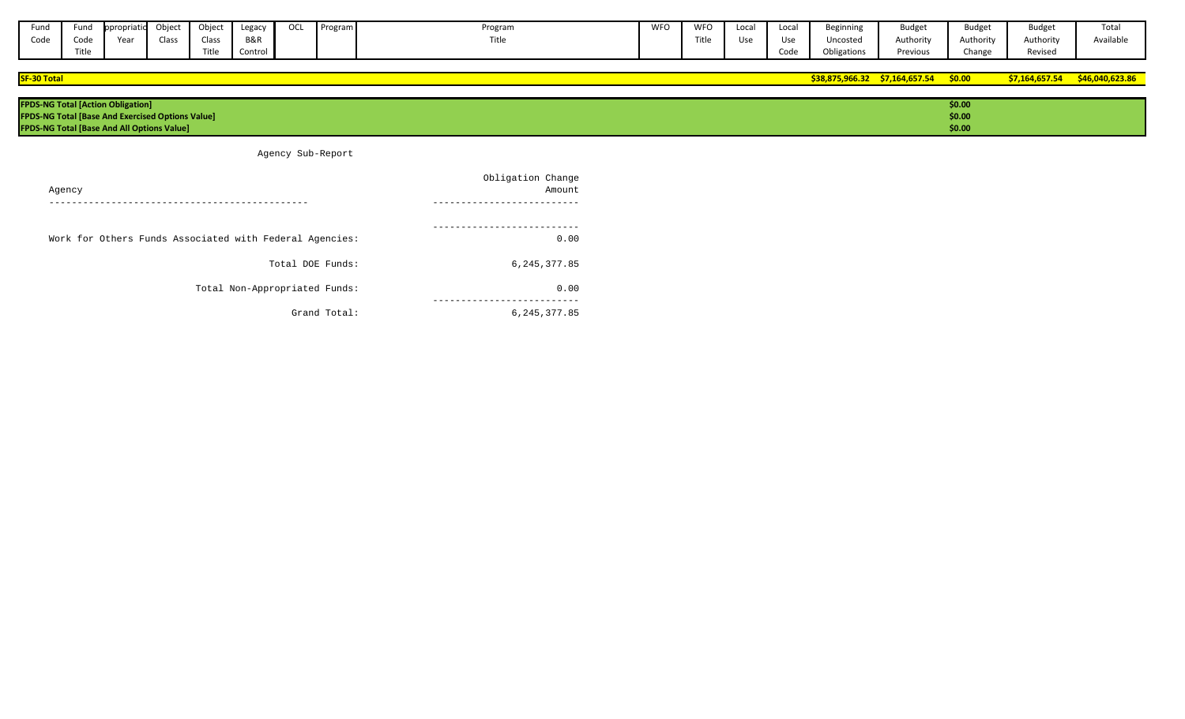| Fund Code | Fund Code Title | ppropriatio Year | Object Class | Object Class Title | Legacy B&R Control | OCL | Program | Program Title | WFO | WFO Title | Local Use | Local Use Code | Beginning Uncosted Obligations | Budget Authority Previous | Budget Authority Change | Budget Authority Revised | Total Available |
|---|---|---|---|---|---|---|---|---|---|---|---|---|---|---|---|---|---|
| **SF-30 Total** | | | | | | | | | | | | | **$38,875,966.32** | **$7,164,657.54** | **$0.00** | **$7,164,657.54** | **$46,040,623.86** |
| **FPDS-NG Total [Action Obligation]** | | | | | | | | | | | | | | | **$0.00** | | |
| **FPDS-NG Total [Base And Exercised Options Value]** | | | | | | | | | | | | | | | **$0.00** | | |
| **FPDS-NG Total [Base And All Options Value]** | | | | | | | | | | | | | | | **$0.00** | | |

Agency Sub-Report

| Agency | Obligation Change Amount |
|---|---|
| Work for Others Funds Associated with Federal Agencies: | 0.00 |
| Total DOE Funds: | 6,245,377.85 |
| Total Non-Appropriated Funds: | 0.00 |
| Grand Total: | 6,245,377.85 |